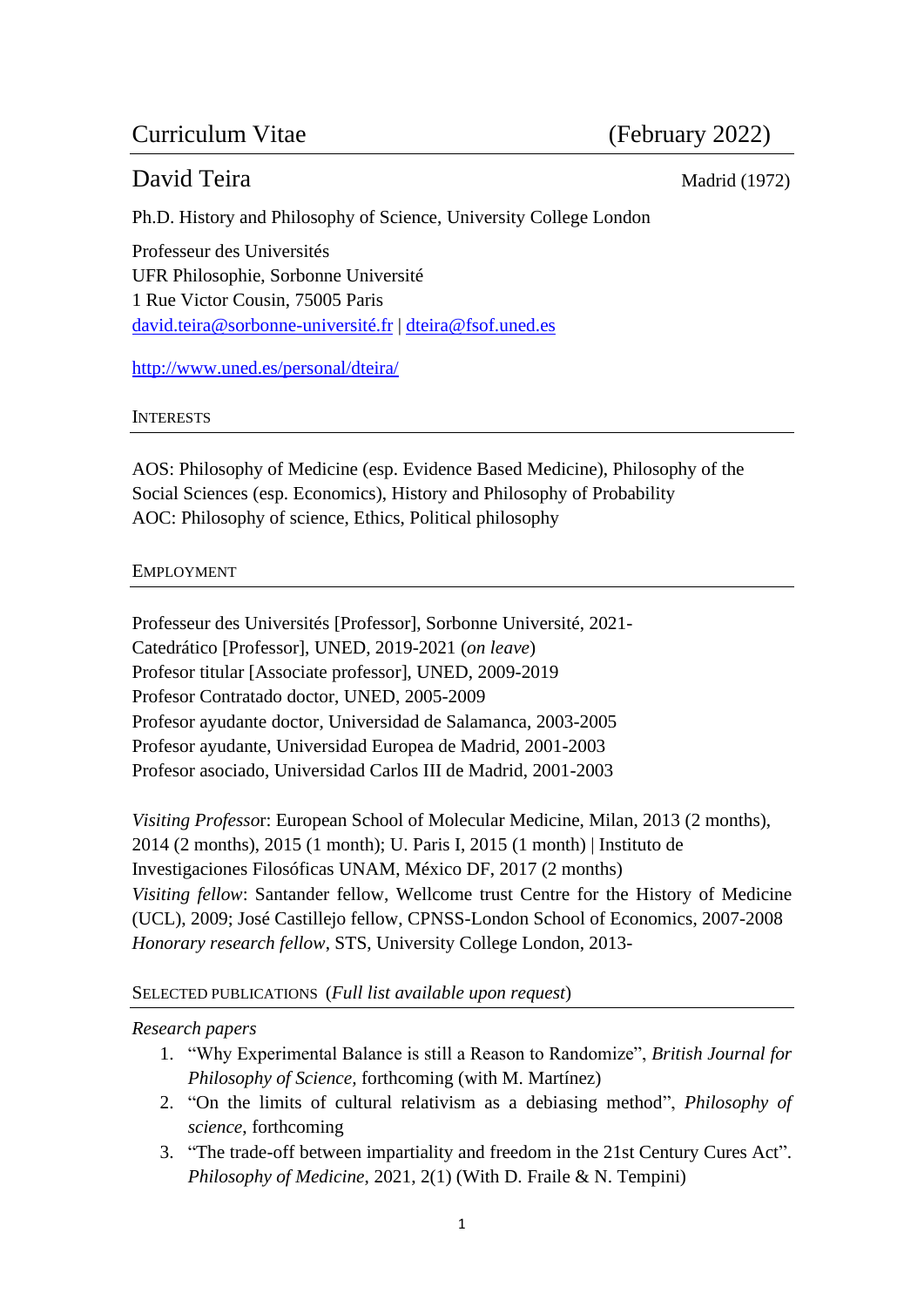# Curriculum Vitae (February 2022)

## David Teira

Madrid (1972)

Ph.D. History and Philosophy of Science, University College London

Professeur des Universités
UFR Philosophie, Sorbonne Université
1 Rue Victor Cousin, 75005 Paris
david.teira@sorbonne-université.fr | dteira@fsof.uned.es

http://www.uned.es/personal/dteira/

### INTERESTS

AOS: Philosophy of Medicine (esp. Evidence Based Medicine), Philosophy of the Social Sciences (esp. Economics), History and Philosophy of Probability
AOC: Philosophy of science, Ethics, Political philosophy

### EMPLOYMENT

Professeur des Universités [Professor], Sorbonne Université, 2021-
Catedrático [Professor], UNED, 2019-2021 (*on leave*)
Profesor titular [Associate professor], UNED, 2009-2019
Profesor Contratado doctor, UNED, 2005-2009
Profesor ayudante doctor, Universidad de Salamanca, 2003-2005
Profesor ayudante, Universidad Europea de Madrid, 2001-2003
Profesor asociado, Universidad Carlos III de Madrid, 2001-2003

*Visiting Professor*: European School of Molecular Medicine, Milan, 2013 (2 months), 2014 (2 months), 2015 (1 month); U. Paris I, 2015 (1 month) | Instituto de Investigaciones Filosóficas UNAM, México DF, 2017 (2 months)
*Visiting fellow*: Santander fellow, Wellcome trust Centre for the History of Medicine (UCL), 2009; José Castillejo fellow, CPNSS-London School of Economics, 2007-2008
*Honorary research fellow*, STS, University College London, 2013-

### SELECTED PUBLICATIONS (*Full list available upon request*)

*Research papers*

1. "Why Experimental Balance is still a Reason to Randomize", *British Journal for Philosophy of Science*, forthcoming (with M. Martínez)
2. "On the limits of cultural relativism as a debiasing method", *Philosophy of science*, forthcoming
3. "The trade-off between impartiality and freedom in the 21st Century Cures Act". *Philosophy of Medicine*, 2021, 2(1) (With D. Fraile & N. Tempini)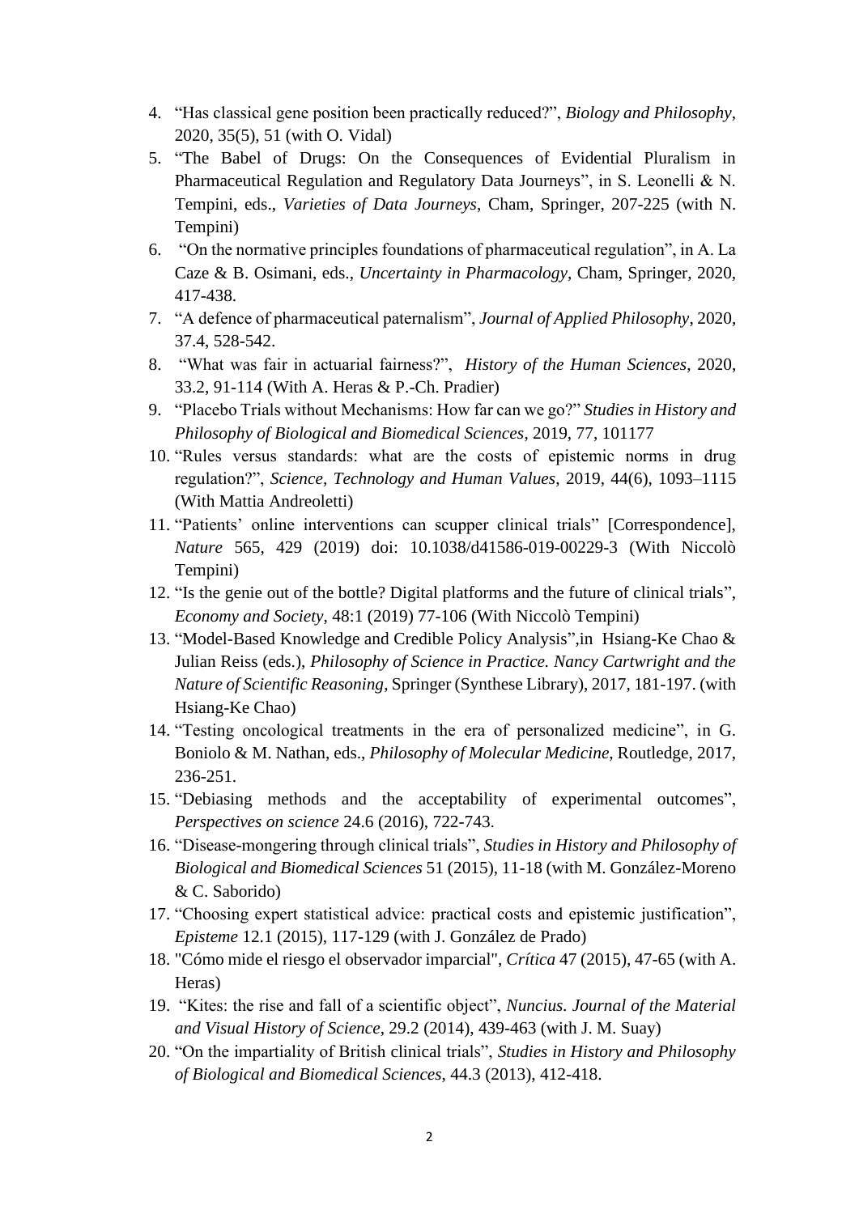4. "Has classical gene position been practically reduced?", *Biology and Philosophy*, 2020, 35(5), 51 (with O. Vidal)
5. "The Babel of Drugs: On the Consequences of Evidential Pluralism in Pharmaceutical Regulation and Regulatory Data Journeys", in S. Leonelli & N. Tempini, eds., *Varieties of Data Journeys*, Cham, Springer, 207-225 (with N. Tempini)
6. "On the normative principles foundations of pharmaceutical regulation", in A. La Caze & B. Osimani, eds., *Uncertainty in Pharmacology*, Cham, Springer, 2020, 417-438.
7. "A defence of pharmaceutical paternalism", *Journal of Applied Philosophy*, 2020, 37.4, 528-542.
8. "What was fair in actuarial fairness?", *History of the Human Sciences*, 2020, 33.2, 91-114 (With A. Heras & P.-Ch. Pradier)
9. "Placebo Trials without Mechanisms: How far can we go?" *Studies in History and Philosophy of Biological and Biomedical Sciences*, 2019, 77, 101177
10. "Rules versus standards: what are the costs of epistemic norms in drug regulation?", *Science, Technology and Human Values*, 2019, 44(6), 1093–1115 (With Mattia Andreoletti)
11. "Patients' online interventions can scupper clinical trials" [Correspondence], *Nature* 565, 429 (2019) doi: 10.1038/d41586-019-00229-3 (With Niccolò Tempini)
12. "Is the genie out of the bottle? Digital platforms and the future of clinical trials", *Economy and Society*, 48:1 (2019) 77-106 (With Niccolò Tempini)
13. "Model-Based Knowledge and Credible Policy Analysis",in Hsiang-Ke Chao & Julian Reiss (eds.), *Philosophy of Science in Practice. Nancy Cartwright and the Nature of Scientific Reasoning*, Springer (Synthese Library), 2017, 181-197. (with Hsiang-Ke Chao)
14. "Testing oncological treatments in the era of personalized medicine", in G. Boniolo & M. Nathan, eds., *Philosophy of Molecular Medicine*, Routledge, 2017, 236-251.
15. "Debiasing methods and the acceptability of experimental outcomes", *Perspectives on science* 24.6 (2016), 722-743.
16. "Disease-mongering through clinical trials", *Studies in History and Philosophy of Biological and Biomedical Sciences* 51 (2015), 11-18 (with M. González-Moreno & C. Saborido)
17. "Choosing expert statistical advice: practical costs and epistemic justification", *Episteme* 12.1 (2015), 117-129 (with J. González de Prado)
18. "Cómo mide el riesgo el observador imparcial", *Crítica* 47 (2015), 47-65 (with A. Heras)
19. "Kites: the rise and fall of a scientific object", *Nuncius. Journal of the Material and Visual History of Science*, 29.2 (2014), 439-463 (with J. M. Suay)
20. "On the impartiality of British clinical trials", *Studies in History and Philosophy of Biological and Biomedical Sciences*, 44.3 (2013), 412-418.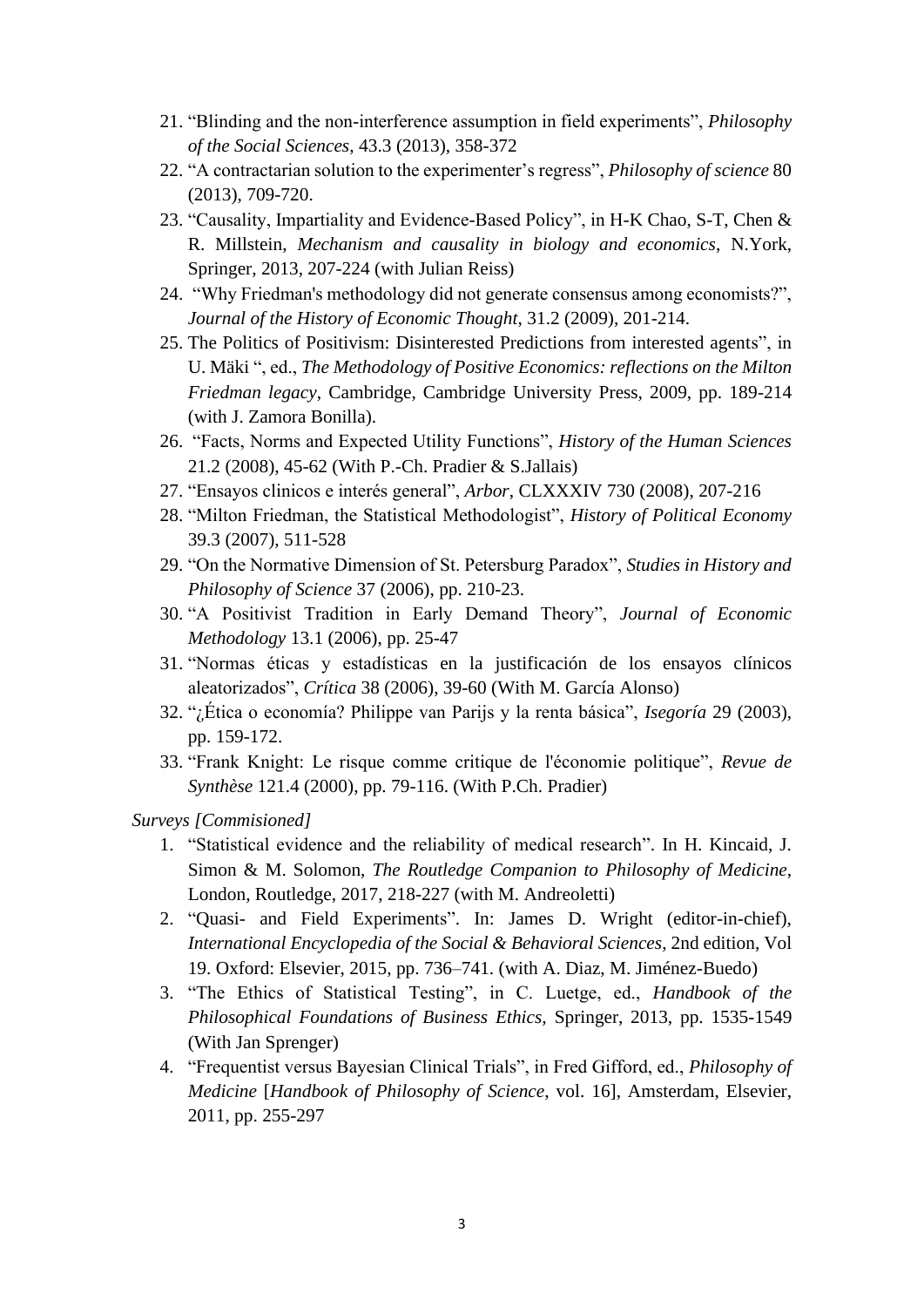21. "Blinding and the non-interference assumption in field experiments", *Philosophy of the Social Sciences*, 43.3 (2013), 358-372
22. "A contractarian solution to the experimenter's regress", *Philosophy of science* 80 (2013), 709-720.
23. "Causality, Impartiality and Evidence-Based Policy", in H-K Chao, S-T, Chen & R. Millstein, *Mechanism and causality in biology and economics*, N.York, Springer, 2013, 207-224 (with Julian Reiss)
24. "Why Friedman's methodology did not generate consensus among economists?", *Journal of the History of Economic Thought*, 31.2 (2009), 201-214.
25. The Politics of Positivism: Disinterested Predictions from interested agents", in U. Mäki ", ed., *The Methodology of Positive Economics: reflections on the Milton Friedman legacy*, Cambridge, Cambridge University Press, 2009, pp. 189-214 (with J. Zamora Bonilla).
26. "Facts, Norms and Expected Utility Functions", *History of the Human Sciences* 21.2 (2008), 45-62 (With P.-Ch. Pradier & S.Jallais)
27. "Ensayos clinicos e interés general", *Arbor*, CLXXXIV 730 (2008), 207-216
28. "Milton Friedman, the Statistical Methodologist", *History of Political Economy* 39.3 (2007), 511-528
29. "On the Normative Dimension of St. Petersburg Paradox", *Studies in History and Philosophy of Science* 37 (2006), pp. 210-23.
30. "A Positivist Tradition in Early Demand Theory", *Journal of Economic Methodology* 13.1 (2006), pp. 25-47
31. "Normas éticas y estadísticas en la justificación de los ensayos clínicos aleatorizados", *Crítica* 38 (2006), 39-60 (With M. García Alonso)
32. "¿Ética o economía? Philippe van Parijs y la renta básica", *Isegoría* 29 (2003), pp. 159-172.
33. "Frank Knight: Le risque comme critique de l'économie politique", *Revue de Synthèse* 121.4 (2000), pp. 79-116. (With P.Ch. Pradier)

*Surveys [Commisioned]*

1. "Statistical evidence and the reliability of medical research". In H. Kincaid, J. Simon & M. Solomon, *The Routledge Companion to Philosophy of Medicine*, London, Routledge, 2017, 218-227 (with M. Andreoletti)
2. "Quasi- and Field Experiments". In: James D. Wright (editor-in-chief), *International Encyclopedia of the Social & Behavioral Sciences*, 2nd edition, Vol 19. Oxford: Elsevier, 2015, pp. 736–741. (with A. Diaz, M. Jiménez-Buedo)
3. "The Ethics of Statistical Testing", in C. Luetge, ed., *Handbook of the Philosophical Foundations of Business Ethics*, Springer, 2013, pp. 1535-1549 (With Jan Sprenger)
4. "Frequentist versus Bayesian Clinical Trials", in Fred Gifford, ed., *Philosophy of Medicine* [*Handbook of Philosophy of Science*, vol. 16], Amsterdam, Elsevier, 2011, pp. 255-297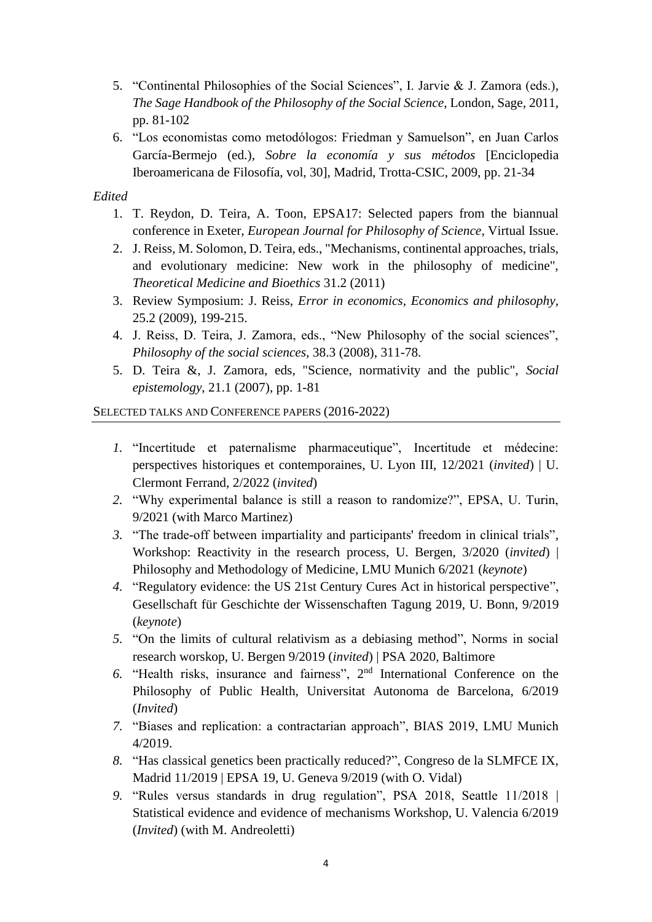5. "Continental Philosophies of the Social Sciences", I. Jarvie & J. Zamora (eds.), *The Sage Handbook of the Philosophy of the Social Science*, London, Sage, 2011, pp. 81-102
6. "Los economistas como metodólogos: Friedman y Samuelson", en Juan Carlos García-Bermejo (ed.), *Sobre la economía y sus métodos* [Enciclopedia Iberoamericana de Filosofía, vol, 30], Madrid, Trotta-CSIC, 2009, pp. 21-34

*Edited*

1. T. Reydon, D. Teira, A. Toon, EPSA17: Selected papers from the biannual conference in Exeter, *European Journal for Philosophy of Science*, Virtual Issue.
2. J. Reiss, M. Solomon, D. Teira, eds., "Mechanisms, continental approaches, trials, and evolutionary medicine: New work in the philosophy of medicine", *Theoretical Medicine and Bioethics* 31.2 (2011)
3. Review Symposium: J. Reiss, *Error in economics*, *Economics and philosophy*, 25.2 (2009), 199-215.
4. J. Reiss, D. Teira, J. Zamora, eds., "New Philosophy of the social sciences", *Philosophy of the social sciences*, 38.3 (2008), 311-78.
5. D. Teira &, J. Zamora, eds, "Science, normativity and the public", *Social epistemology*, 21.1 (2007), pp. 1-81

## Selected talks and Conference papers (2016-2022)

1. "Incertitude et paternalisme pharmaceutique", Incertitude et médecine: perspectives historiques et contemporaines, U. Lyon III, 12/2021 (*invited*) | U. Clermont Ferrand, 2/2022 (*invited*)
2. "Why experimental balance is still a reason to randomize?", EPSA, U. Turin, 9/2021 (with Marco Martinez)
3. "The trade-off between impartiality and participants' freedom in clinical trials", Workshop: Reactivity in the research process, U. Bergen, 3/2020 (*invited*) | Philosophy and Methodology of Medicine, LMU Munich 6/2021 (*keynote*)
4. "Regulatory evidence: the US 21st Century Cures Act in historical perspective", Gesellschaft für Geschichte der Wissenschaften Tagung 2019, U. Bonn, 9/2019 (*keynote*)
5. "On the limits of cultural relativism as a debiasing method", Norms in social research worskop, U. Bergen 9/2019 (*invited*) | PSA 2020, Baltimore
6. "Health risks, insurance and fairness", 2nd International Conference on the Philosophy of Public Health, Universitat Autonoma de Barcelona, 6/2019 (*Invited*)
7. "Biases and replication: a contractarian approach", BIAS 2019, LMU Munich 4/2019.
8. "Has classical genetics been practically reduced?", Congreso de la SLMFCE IX, Madrid 11/2019 | EPSA 19, U. Geneva 9/2019 (with O. Vidal)
9. "Rules versus standards in drug regulation", PSA 2018, Seattle 11/2018 | Statistical evidence and evidence of mechanisms Workshop, U. Valencia 6/2019 (*Invited*) (with M. Andreoletti)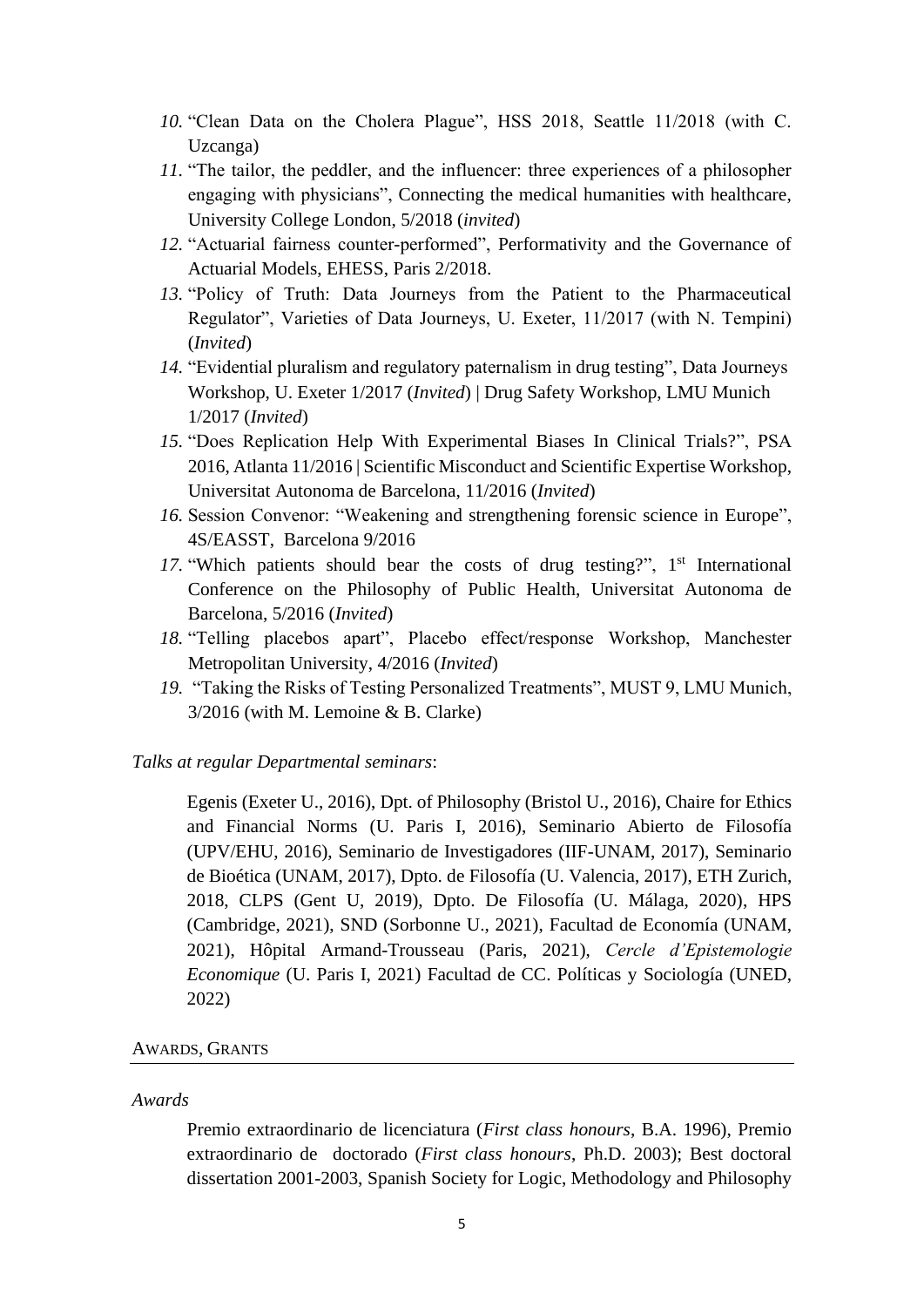10. "Clean Data on the Cholera Plague", HSS 2018, Seattle 11/2018 (with C. Uzcanga)
11. "The tailor, the peddler, and the influencer: three experiences of a philosopher engaging with physicians", Connecting the medical humanities with healthcare, University College London, 5/2018 (*invited*)
12. "Actuarial fairness counter-performed", Performativity and the Governance of Actuarial Models, EHESS, Paris 2/2018.
13. "Policy of Truth: Data Journeys from the Patient to the Pharmaceutical Regulator", Varieties of Data Journeys, U. Exeter, 11/2017 (with N. Tempini) (*Invited*)
14. "Evidential pluralism and regulatory paternalism in drug testing", Data Journeys Workshop, U. Exeter 1/2017 (*Invited*) | Drug Safety Workshop, LMU Munich 1/2017 (*Invited*)
15. "Does Replication Help With Experimental Biases In Clinical Trials?", PSA 2016, Atlanta 11/2016 | Scientific Misconduct and Scientific Expertise Workshop, Universitat Autonoma de Barcelona, 11/2016 (*Invited*)
16. Session Convenor: "Weakening and strengthening forensic science in Europe", 4S/EASST, Barcelona 9/2016
17. "Which patients should bear the costs of drug testing?", 1st International Conference on the Philosophy of Public Health, Universitat Autonoma de Barcelona, 5/2016 (*Invited*)
18. "Telling placebos apart", Placebo effect/response Workshop, Manchester Metropolitan University, 4/2016 (*Invited*)
19. "Taking the Risks of Testing Personalized Treatments", MUST 9, LMU Munich, 3/2016 (with M. Lemoine & B. Clarke)

*Talks at regular Departmental seminars*:

Egenis (Exeter U., 2016), Dpt. of Philosophy (Bristol U., 2016), Chaire for Ethics and Financial Norms (U. Paris I, 2016), Seminario Abierto de Filosofía (UPV/EHU, 2016), Seminario de Investigadores (IIF-UNAM, 2017), Seminario de Bioética (UNAM, 2017), Dpto. de Filosofía (U. Valencia, 2017), ETH Zurich, 2018, CLPS (Gent U, 2019), Dpto. De Filosofía (U. Málaga, 2020), HPS (Cambridge, 2021), SND (Sorbonne U., 2021), Facultad de Economía (UNAM, 2021), Hôpital Armand-Trousseau (Paris, 2021), *Cercle d'Epistemologie Economique* (U. Paris I, 2021) Facultad de CC. Políticas y Sociología (UNED, 2022)

## Awards, Grants

*Awards*

Premio extraordinario de licenciatura (*First class honours*, B.A. 1996), Premio extraordinario de doctorado (*First class honours*, Ph.D. 2003); Best doctoral dissertation 2001-2003, Spanish Society for Logic, Methodology and Philosophy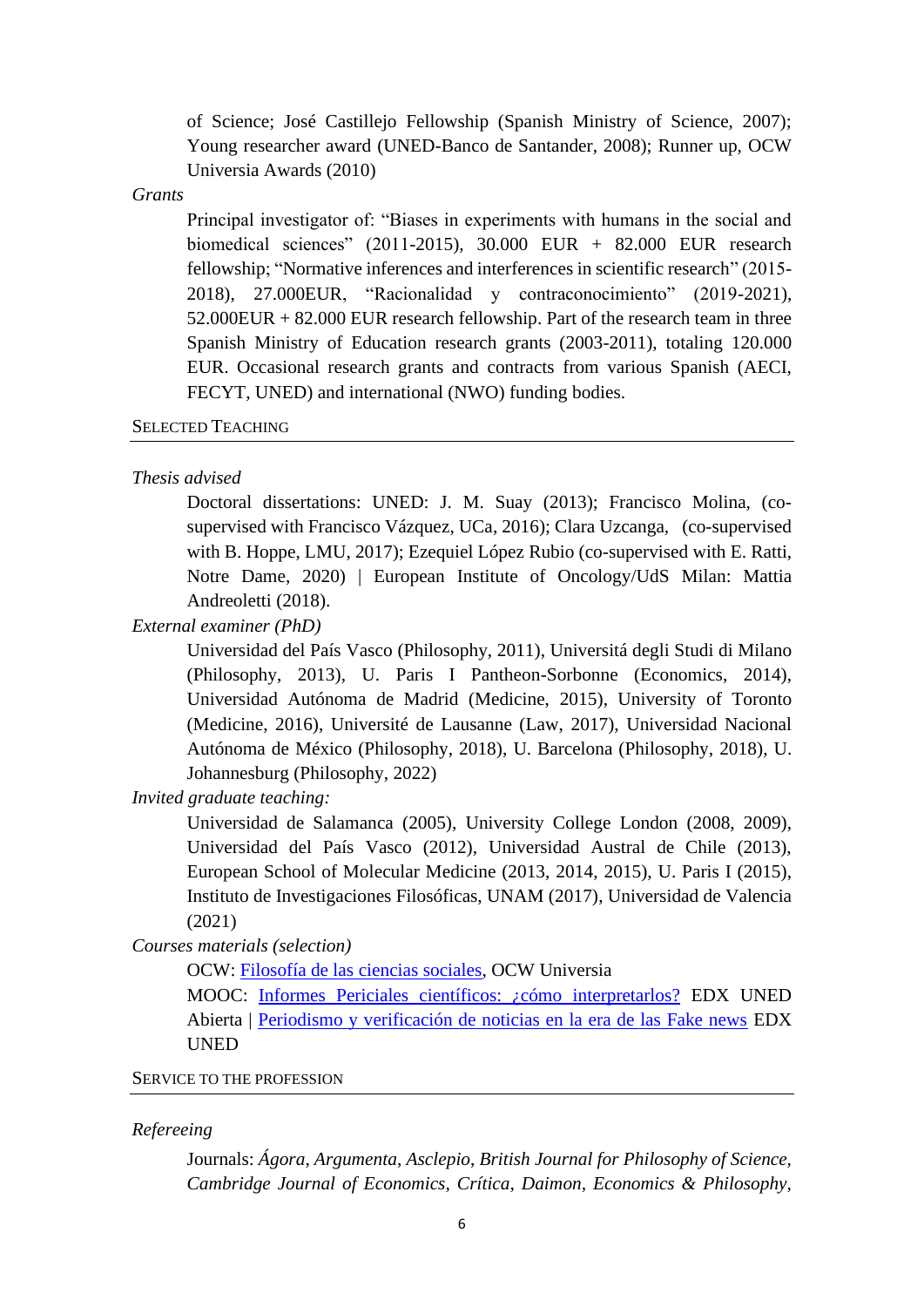of Science; José Castillejo Fellowship (Spanish Ministry of Science, 2007); Young researcher award (UNED-Banco de Santander, 2008); Runner up, OCW Universia Awards (2010)

*Grants*

Principal investigator of: "Biases in experiments with humans in the social and biomedical sciences" (2011-2015), 30.000 EUR + 82.000 EUR research fellowship; "Normative inferences and interferences in scientific research" (2015-2018), 27.000EUR, "Racionalidad y contraconocimiento" (2019-2021), 52.000EUR + 82.000 EUR research fellowship. Part of the research team in three Spanish Ministry of Education research grants (2003-2011), totaling 120.000 EUR. Occasional research grants and contracts from various Spanish (AECI, FECYT, UNED) and international (NWO) funding bodies.

## Selected Teaching

*Thesis advised*

Doctoral dissertations: UNED: J. M. Suay (2013); Francisco Molina, (co-supervised with Francisco Vázquez, UCa, 2016); Clara Uzcanga, (co-supervised with B. Hoppe, LMU, 2017); Ezequiel López Rubio (co-supervised with E. Ratti, Notre Dame, 2020) | European Institute of Oncology/UdS Milan: Mattia Andreoletti (2018).

*External examiner (PhD)*

Universidad del País Vasco (Philosophy, 2011), Universitá degli Studi di Milano (Philosophy, 2013), U. Paris I Pantheon-Sorbonne (Economics, 2014), Universidad Autónoma de Madrid (Medicine, 2015), University of Toronto (Medicine, 2016), Université de Lausanne (Law, 2017), Universidad Nacional Autónoma de México (Philosophy, 2018), U. Barcelona (Philosophy, 2018), U. Johannesburg (Philosophy, 2022)

*Invited graduate teaching:*

Universidad de Salamanca (2005), University College London (2008, 2009), Universidad del País Vasco (2012), Universidad Austral de Chile (2013), European School of Molecular Medicine (2013, 2014, 2015), U. Paris I (2015), Instituto de Investigaciones Filosóficas, UNAM (2017), Universidad de Valencia (2021)

*Courses materials (selection)*

OCW: Filosofía de las ciencias sociales, OCW Universia

MOOC: Informes Periciales científicos: ¿cómo interpretarlos? EDX UNED Abierta | Periodismo y verificación de noticias en la era de las Fake news EDX UNED

## Service to the Profession

*Refereeing*

Journals: *Ágora*, *Argumenta*, *Asclepio*, *British Journal for Philosophy of Science, Cambridge Journal of Economics, Crítica, Daimon, Economics & Philosophy,*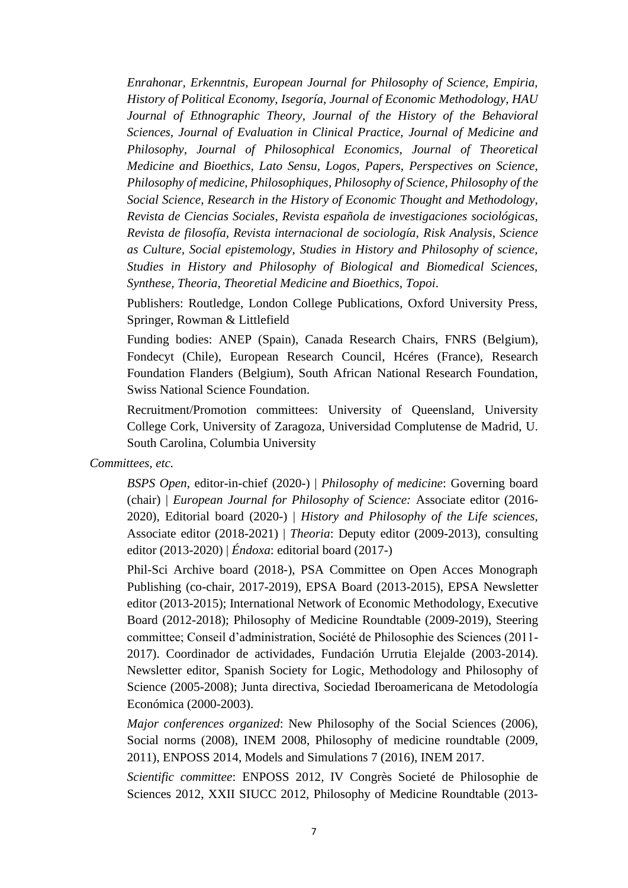*Enrahonar, Erkenntnis, European Journal for Philosophy of Science, Empiria, History of Political Economy, Isegoría, Journal of Economic Methodology, HAU Journal of Ethnographic Theory, Journal of the History of the Behavioral Sciences, Journal of Evaluation in Clinical Practice, Journal of Medicine and Philosophy, Journal of Philosophical Economics, Journal of Theoretical Medicine and Bioethics, Lato Sensu, Logos, Papers, Perspectives on Science, Philosophy of medicine, Philosophiques, Philosophy of Science, Philosophy of the Social Science, Research in the History of Economic Thought and Methodology, Revista de Ciencias Sociales, Revista española de investigaciones sociológicas, Revista de filosofía, Revista internacional de sociología, Risk Analysis, Science as Culture, Social epistemology, Studies in History and Philosophy of science, Studies in History and Philosophy of Biological and Biomedical Sciences, Synthese, Theoria, Theoretial Medicine and Bioethics, Topoi*.

Publishers: Routledge, London College Publications, Oxford University Press, Springer, Rowman & Littlefield

Funding bodies: ANEP (Spain), Canada Research Chairs, FNRS (Belgium), Fondecyt (Chile), European Research Council, Hcéres (France), Research Foundation Flanders (Belgium), South African National Research Foundation, Swiss National Science Foundation.

Recruitment/Promotion committees: University of Queensland, University College Cork, University of Zaragoza, Universidad Complutense de Madrid, U. South Carolina, Columbia University

*Committees, etc.*

*BSPS Open*, editor-in-chief (2020-) | *Philosophy of medicine*: Governing board (chair) | *European Journal for Philosophy of Science:* Associate editor (2016-2020), Editorial board (2020-) | *History and Philosophy of the Life sciences*, Associate editor (2018-2021) | *Theoria*: Deputy editor (2009-2013), consulting editor (2013-2020) | *Éndoxa*: editorial board (2017-)

Phil-Sci Archive board (2018-), PSA Committee on Open Acces Monograph Publishing (co-chair, 2017-2019), EPSA Board (2013-2015), EPSA Newsletter editor (2013-2015); International Network of Economic Methodology, Executive Board (2012-2018); Philosophy of Medicine Roundtable (2009-2019), Steering committee; Conseil d'administration, Société de Philosophie des Sciences (2011-2017). Coordinador de actividades, Fundación Urrutia Elejalde (2003-2014). Newsletter editor, Spanish Society for Logic, Methodology and Philosophy of Science (2005-2008); Junta directiva, Sociedad Iberoamericana de Metodología Económica (2000-2003).

*Major conferences organized*: New Philosophy of the Social Sciences (2006), Social norms (2008), INEM 2008, Philosophy of medicine roundtable (2009, 2011), ENPOSS 2014, Models and Simulations 7 (2016), INEM 2017.

*Scientific committee*: ENPOSS 2012, IV Congrès Societé de Philosophie de Sciences 2012, XXII SIUCC 2012, Philosophy of Medicine Roundtable (2013-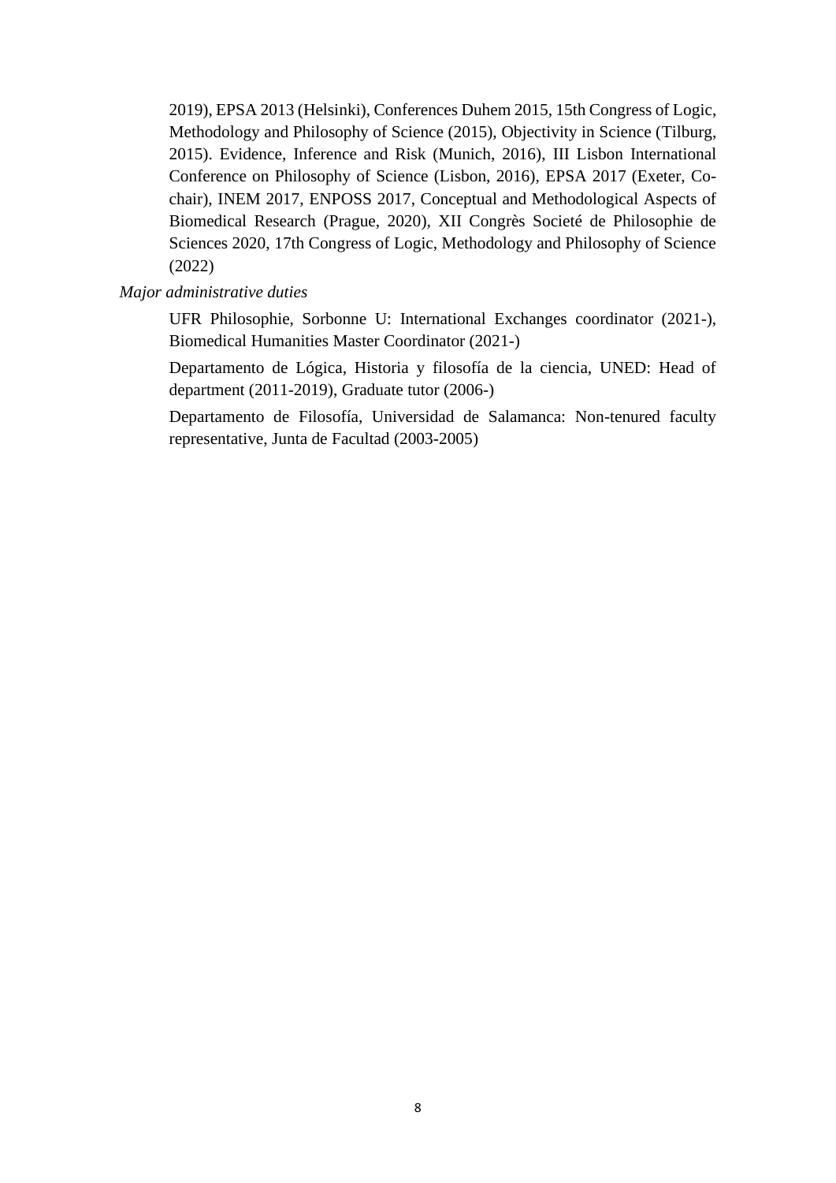2019), EPSA 2013 (Helsinki), Conferences Duhem 2015, 15th Congress of Logic, Methodology and Philosophy of Science (2015), Objectivity in Science (Tilburg, 2015). Evidence, Inference and Risk (Munich, 2016), III Lisbon International Conference on Philosophy of Science (Lisbon, 2016), EPSA 2017 (Exeter, Co-chair), INEM 2017, ENPOSS 2017, Conceptual and Methodological Aspects of Biomedical Research (Prague, 2020), XII Congrès Societé de Philosophie de Sciences 2020, 17th Congress of Logic, Methodology and Philosophy of Science (2022)

*Major administrative duties*

UFR Philosophie, Sorbonne U: International Exchanges coordinator (2021-), Biomedical Humanities Master Coordinator (2021-)

Departamento de Lógica, Historia y filosofía de la ciencia, UNED: Head of department (2011-2019), Graduate tutor (2006-)

Departamento de Filosofía, Universidad de Salamanca: Non-tenured faculty representative, Junta de Facultad (2003-2005)